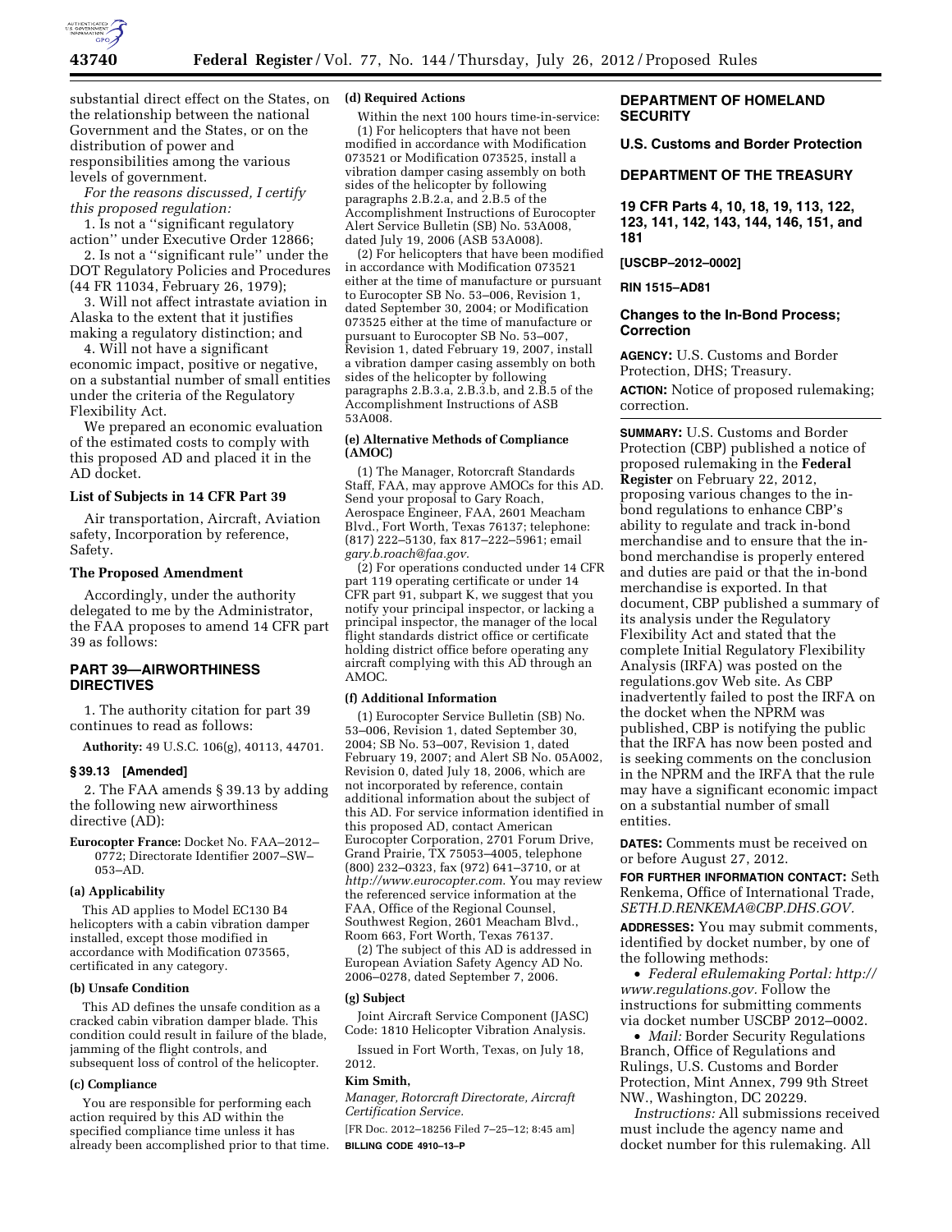substantial direct effect on the States, on the relationship between the national Government and the States, or on the distribution of power and responsibilities among the various levels of government.

*For the reasons discussed, I certify this proposed regulation:*

1. Is not a ''significant regulatory action'' under Executive Order 12866;

2. Is not a ''significant rule'' under the DOT Regulatory Policies and Procedures (44 FR 11034, February 26, 1979);

3. Will not affect intrastate aviation in Alaska to the extent that it justifies making a regulatory distinction; and

4. Will not have a significant economic impact, positive or negative, on a substantial number of small entities under the criteria of the Regulatory Flexibility Act.

We prepared an economic evaluation of the estimated costs to comply with this proposed AD and placed it in the AD docket.

### List of Subjects in 14 CFR Part 39

Air transportation, Aircraft, Aviation safety, Incorporation by reference, Safety.

### The Proposed Amendment

Accordingly, under the authority delegated to me by the Administrator, the FAA proposes to amend 14 CFR part 39 as follows:

## PART 39—AIRWORTHINESS DIRECTIVES

1. The authority citation for part 39 continues to read as follows:

**Authority:** 49 U.S.C. 106(g), 40113, 44701.

### § 39.13 [Amended]

2. The FAA amends § 39.13 by adding the following new airworthiness directive (AD):

**Eurocopter France:** Docket No. FAA–2012–0772; Directorate Identifier 2007–SW–053–AD.

#### (a) Applicability

This AD applies to Model EC130 B4 helicopters with a cabin vibration damper installed, except those modified in accordance with Modification 073565, certificated in any category.

#### (b) Unsafe Condition

This AD defines the unsafe condition as a cracked cabin vibration damper blade. This condition could result in failure of the blade, jamming of the flight controls, and subsequent loss of control of the helicopter.

#### (c) Compliance

You are responsible for performing each action required by this AD within the specified compliance time unless it has already been accomplished prior to that time.

#### (d) Required Actions

Within the next 100 hours time-in-service:

(1) For helicopters that have not been modified in accordance with Modification 073521 or Modification 073525, install a vibration damper casing assembly on both sides of the helicopter by following paragraphs 2.B.2.a, and 2.B.5 of the Accomplishment Instructions of Eurocopter Alert Service Bulletin (SB) No. 53A008, dated July 19, 2006 (ASB 53A008).

(2) For helicopters that have been modified in accordance with Modification 073521 either at the time of manufacture or pursuant to Eurocopter SB No. 53–006, Revision 1, dated September 30, 2004; or Modification 073525 either at the time of manufacture or pursuant to Eurocopter SB No. 53–007, Revision 1, dated February 19, 2007, install a vibration damper casing assembly on both sides of the helicopter by following paragraphs 2.B.3.a, 2.B.3.b, and 2.B.5 of the Accomplishment Instructions of ASB 53A008.

#### (e) Alternative Methods of Compliance (AMOC)

(1) The Manager, Rotorcraft Standards Staff, FAA, may approve AMOCs for this AD. Send your proposal to Gary Roach, Aerospace Engineer, FAA, 2601 Meacham Blvd., Fort Worth, Texas 76137; telephone: (817) 222–5130, fax 817–222–5961; email *gary.b.roach@faa.gov*.

(2) For operations conducted under 14 CFR part 119 operating certificate or under 14 CFR part 91, subpart K, we suggest that you notify your principal inspector, or lacking a principal inspector, the manager of the local flight standards district office or certificate holding district office before operating any aircraft complying with this AD through an AMOC.

#### (f) Additional Information

(1) Eurocopter Service Bulletin (SB) No. 53–006, Revision 1, dated September 30, 2004; SB No. 53–007, Revision 1, dated February 19, 2007; and Alert SB No. 05A002, Revision 0, dated July 18, 2006, which are not incorporated by reference, contain additional information about the subject of this AD. For service information identified in this proposed AD, contact American Eurocopter Corporation, 2701 Forum Drive, Grand Prairie, TX 75053–4005, telephone (800) 232–0323, fax (972) 641–3710, or at *http://www.eurocopter.com*. You may review the referenced service information at the FAA, Office of the Regional Counsel, Southwest Region, 2601 Meacham Blvd., Room 663, Fort Worth, Texas 76137.

(2) The subject of this AD is addressed in European Aviation Safety Agency AD No. 2006–0278, dated September 7, 2006.

#### (g) Subject

Joint Aircraft Service Component (JASC) Code: 1810 Helicopter Vibration Analysis.

Issued in Fort Worth, Texas, on July 18, 2012.

**Kim Smith,**

*Manager, Rotorcraft Directorate, Aircraft Certification Service.*

[FR Doc. 2012–18256 Filed 7–25–12; 8:45 am]

**BILLING CODE 4910–13–P**

---

## DEPARTMENT OF HOMELAND SECURITY

## U.S. Customs and Border Protection

## DEPARTMENT OF THE TREASURY

## 19 CFR Parts 4, 10, 18, 19, 113, 122, 123, 141, 142, 143, 144, 146, 151, and 181

**[USCBP–2012–0002]**

**RIN 1515–AD81**

### Changes to the In-Bond Process; Correction

**AGENCY:** U.S. Customs and Border Protection, DHS; Treasury.

**ACTION:** Notice of proposed rulemaking; correction.

**SUMMARY:** U.S. Customs and Border Protection (CBP) published a notice of proposed rulemaking in the **Federal Register** on February 22, 2012, proposing various changes to the in-bond regulations to enhance CBP's ability to regulate and track in-bond merchandise and to ensure that the in-bond merchandise is properly entered and duties are paid or that the in-bond merchandise is exported. In that document, CBP published a summary of its analysis under the Regulatory Flexibility Act and stated that the complete Initial Regulatory Flexibility Analysis (IRFA) was posted on the regulations.gov Web site. As CBP inadvertently failed to post the IRFA on the docket when the NPRM was published, CBP is notifying the public that the IRFA has now been posted and is seeking comments on the conclusion in the NPRM and the IRFA that the rule may have a significant economic impact on a substantial number of small entities.

**DATES:** Comments must be received on or before August 27, 2012.

**FOR FURTHER INFORMATION CONTACT:** Seth Renkema, Office of International Trade, *SETH.D.RENKEMA@CBP.DHS.GOV.*

**ADDRESSES:** You may submit comments, identified by docket number, by one of the following methods:

- *Federal eRulemaking Portal: http://www.regulations.gov.* Follow the instructions for submitting comments via docket number USCBP 2012–0002.
- *Mail:* Border Security Regulations Branch, Office of Regulations and Rulings, U.S. Customs and Border Protection, Mint Annex, 799 9th Street NW., Washington, DC 20229.

*Instructions:* All submissions received must include the agency name and docket number for this rulemaking. All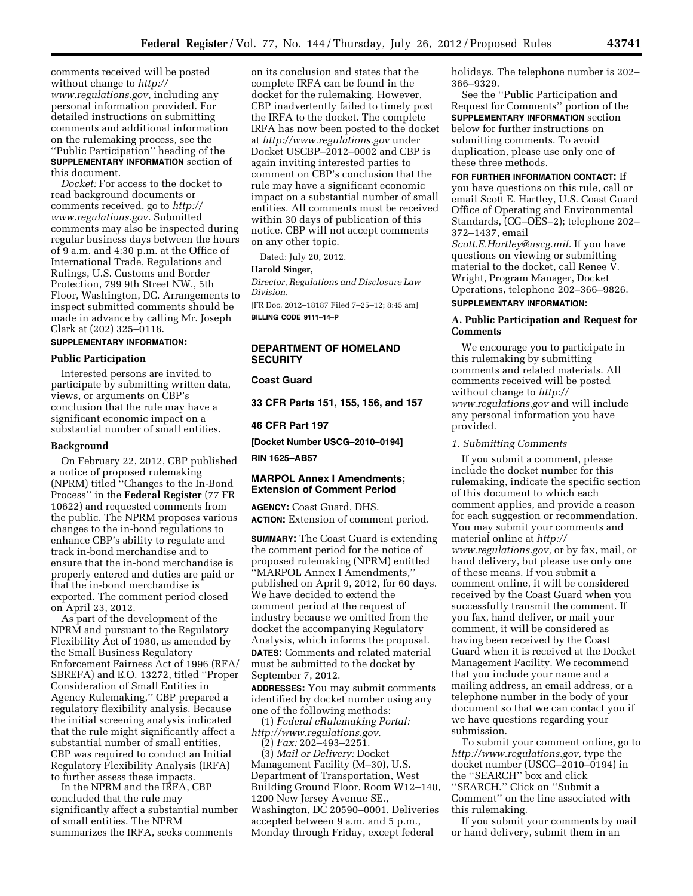comments received will be posted without change to *http://www.regulations.gov*, including any personal information provided. For detailed instructions on submitting comments and additional information on the rulemaking process, see the ''Public Participation'' heading of the **SUPPLEMENTARY INFORMATION** section of this document.

*Docket:* For access to the docket to read background documents or comments received, go to *http://www.regulations.gov.* Submitted comments may also be inspected during regular business days between the hours of 9 a.m. and 4:30 p.m. at the Office of International Trade, Regulations and Rulings, U.S. Customs and Border Protection, 799 9th Street NW., 5th Floor, Washington, DC. Arrangements to inspect submitted comments should be made in advance by calling Mr. Joseph Clark at (202) 325–0118.

**SUPPLEMENTARY INFORMATION:**

**Public Participation**

Interested persons are invited to participate by submitting written data, views, or arguments on CBP's conclusion that the rule may have a significant economic impact on a substantial number of small entities.

**Background**

On February 22, 2012, CBP published a notice of proposed rulemaking (NPRM) titled ''Changes to the In-Bond Process'' in the **Federal Register** (77 FR 10622) and requested comments from the public. The NPRM proposes various changes to the in-bond regulations to enhance CBP's ability to regulate and track in-bond merchandise and to ensure that the in-bond merchandise is properly entered and duties are paid or that the in-bond merchandise is exported. The comment period closed on April 23, 2012.

As part of the development of the NPRM and pursuant to the Regulatory Flexibility Act of 1980, as amended by the Small Business Regulatory Enforcement Fairness Act of 1996 (RFA/SBREFA) and E.O. 13272, titled ''Proper Consideration of Small Entities in Agency Rulemaking,'' CBP prepared a regulatory flexibility analysis. Because the initial screening analysis indicated that the rule might significantly affect a substantial number of small entities, CBP was required to conduct an Initial Regulatory Flexibility Analysis (IRFA) to further assess these impacts.

In the NPRM and the IRFA, CBP concluded that the rule may significantly affect a substantial number of small entities. The NPRM summarizes the IRFA, seeks comments on its conclusion and states that the complete IRFA can be found in the docket for the rulemaking. However, CBP inadvertently failed to timely post the IRFA to the docket. The complete IRFA has now been posted to the docket at *http://www.regulations.gov* under Docket USCBP–2012–0002 and CBP is again inviting interested parties to comment on CBP's conclusion that the rule may have a significant economic impact on a substantial number of small entities. All comments must be received within 30 days of publication of this notice. CBP will not accept comments on any other topic.

Dated: July 20, 2012.

**Harold Singer,**

*Director, Regulations and Disclosure Law Division.*

[FR Doc. 2012–18187 Filed 7–25–12; 8:45 am]

**BILLING CODE 9111–14–P**

---

## DEPARTMENT OF HOMELAND SECURITY

### Coast Guard

### 33 CFR Parts 151, 155, 156, and 157

### 46 CFR Part 197

**[Docket Number USCG–2010–0194]**

**RIN 1625–AB57**

## MARPOL Annex I Amendments; Extension of Comment Period

**AGENCY:** Coast Guard, DHS.

**ACTION:** Extension of comment period.

**SUMMARY:** The Coast Guard is extending the comment period for the notice of proposed rulemaking (NPRM) entitled ''MARPOL Annex I Amendments,'' published on April 9, 2012, for 60 days. We have decided to extend the comment period at the request of industry because we omitted from the docket the accompanying Regulatory Analysis, which informs the proposal.

**DATES:** Comments and related material must be submitted to the docket by September 7, 2012.

**ADDRESSES:** You may submit comments identified by docket number using any one of the following methods:

(1) *Federal eRulemaking Portal: http://www.regulations.gov.*

(2) *Fax:* 202–493–2251.

(3) *Mail or Delivery:* Docket Management Facility (M–30), U.S. Department of Transportation, West Building Ground Floor, Room W12–140, 1200 New Jersey Avenue SE., Washington, DC 20590–0001. Deliveries accepted between 9 a.m. and 5 p.m., Monday through Friday, except federal holidays. The telephone number is 202–366–9329.

See the ''Public Participation and Request for Comments'' portion of the **SUPPLEMENTARY INFORMATION** section below for further instructions on submitting comments. To avoid duplication, please use only one of these three methods.

**FOR FURTHER INFORMATION CONTACT:** If you have questions on this rule, call or email Scott E. Hartley, U.S. Coast Guard Office of Operating and Environmental Standards, (CG–OES–2); telephone 202–372–1437, email *Scott.E.Hartley@uscg.mil.* If you have questions on viewing or submitting material to the docket, call Renee V. Wright, Program Manager, Docket Operations, telephone 202–366–9826.

**SUPPLEMENTARY INFORMATION:**

### A. Public Participation and Request for Comments

We encourage you to participate in this rulemaking by submitting comments and related materials. All comments received will be posted without change to *http://www.regulations.gov* and will include any personal information you have provided.

*1. Submitting Comments*

If you submit a comment, please include the docket number for this rulemaking, indicate the specific section of this document to which each comment applies, and provide a reason for each suggestion or recommendation. You may submit your comments and material online at *http://www.regulations.gov,* or by fax, mail, or hand delivery, but please use only one of these means. If you submit a comment online, it will be considered received by the Coast Guard when you successfully transmit the comment. If you fax, hand deliver, or mail your comment, it will be considered as having been received by the Coast Guard when it is received at the Docket Management Facility. We recommend that you include your name and a mailing address, an email address, or a telephone number in the body of your document so that we can contact you if we have questions regarding your submission.

To submit your comment online, go to *http://www.regulations.gov,* type the docket number (USCG–2010–0194) in the ''SEARCH'' box and click ''SEARCH.'' Click on ''Submit a Comment'' on the line associated with this rulemaking.

If you submit your comments by mail or hand delivery, submit them in an